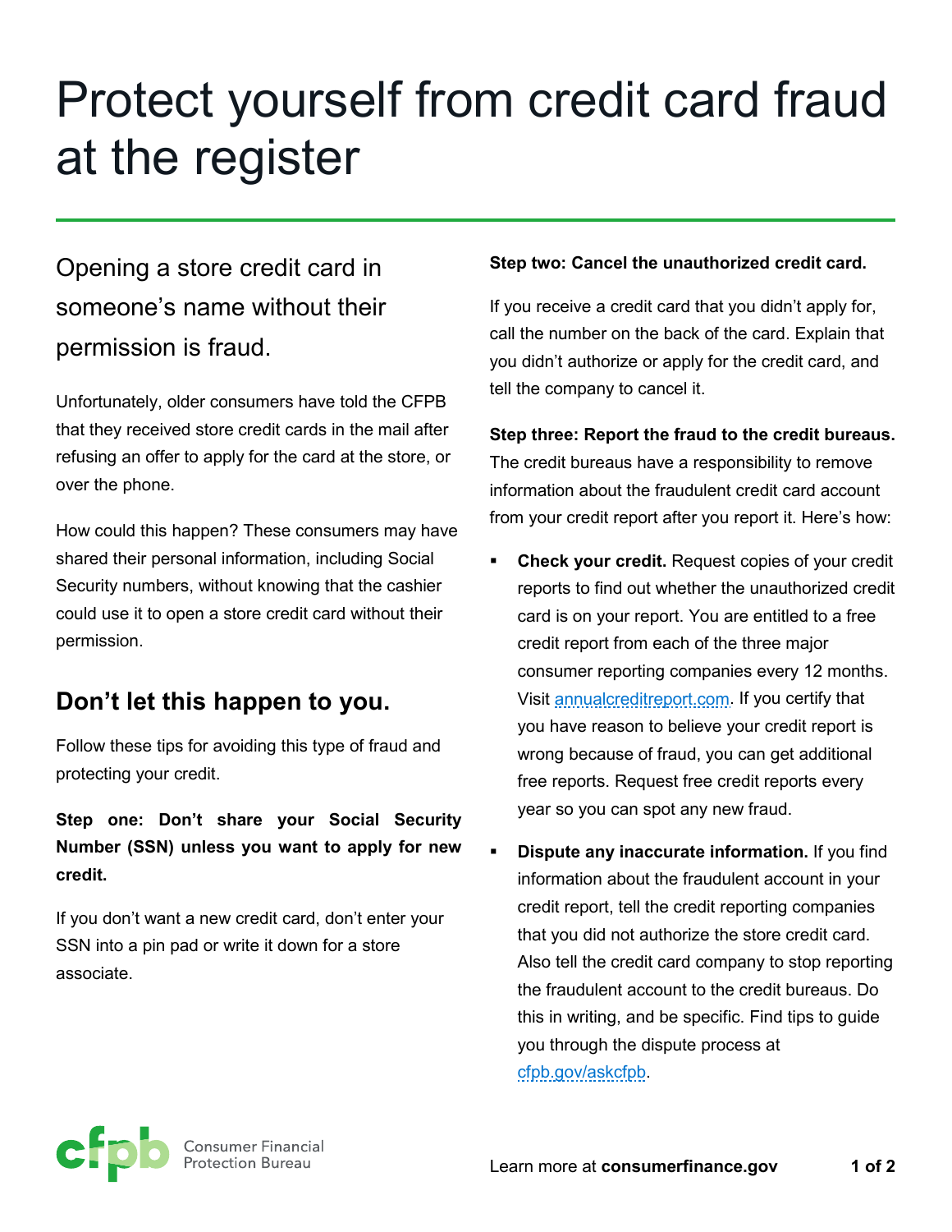# Protect yourself from credit card fraud at the register

## Opening a store credit card in someone's name without their permission is fraud.

Unfortunately, older consumers have told the CFPB that they received store credit cards in the mail after refusing an offer to apply for the card at the store, or over the phone.

How could this happen? These consumers may have shared their personal information, including Social Security numbers, without knowing that the cashier could use it to open a store credit card without their permission.

## Don't let this happen to you.

Follow these tips for avoiding this type of fraud and protecting your credit.

**Step one: Don't share your Social Security Number (SSN) unless you want to apply for new credit.**

If you don't want a new credit card, don't enter your SSN into a pin pad or write it down for a store associate.

**Step two: Cancel the unauthorized credit card.**

If you receive a credit card that you didn't apply for, call the number on the back of the card. Explain that you didn't authorize or apply for the credit card, and tell the company to cancel it.

**Step three: Report the fraud to the credit bureaus.** The credit bureaus have a responsibility to remove information about the fraudulent credit card account from your credit report after you report it. Here's how:

- **Check your credit.** Request copies of your credit reports to find out whether the unauthorized credit card is on your report. You are entitled to a free credit report from each of the three major consumer reporting companies every 12 months. Visit annualcreditreport.com. If you certify that you have reason to believe your credit report is wrong because of fraud, you can get additional free reports. Request free credit reports every year so you can spot any new fraud.
- **Dispute any inaccurate information.** If you find information about the fraudulent account in your credit report, tell the credit reporting companies that you did not authorize the store credit card. Also tell the credit card company to stop reporting the fraudulent account to the credit bureaus. Do this in writing, and be specific. Find tips to guide you through the dispute process at cfpb.gov/askcfpb.

Consumer Financial Protection Bureau

Learn more at **consumerfinance.gov**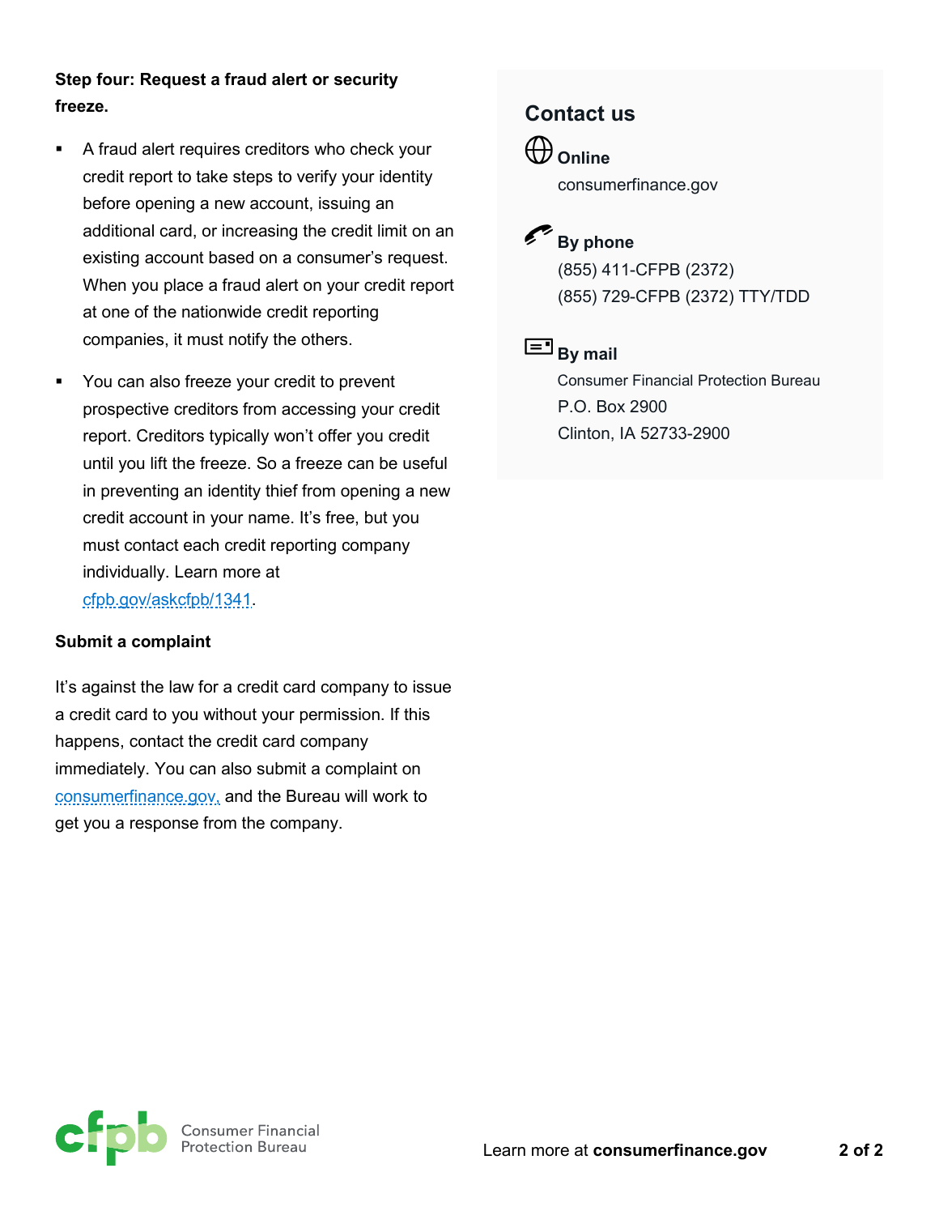**Step four: Request a fraud alert or security freeze.**

- A fraud alert requires creditors who check your credit report to take steps to verify your identity before opening a new account, issuing an additional card, or increasing the credit limit on an existing account based on a consumer's request. When you place a fraud alert on your credit report at one of the nationwide credit reporting companies, it must notify the others.
- You can also freeze your credit to prevent prospective creditors from accessing your credit report. Creditors typically won't offer you credit until you lift the freeze. So a freeze can be useful in preventing an identity thief from opening a new credit account in your name. It's free, but you must contact each credit reporting company individually. Learn more at cfpb.gov/askcfpb/1341.

**Submit a complaint**

It's against the law for a credit card company to issue a credit card to you without your permission. If this happens, contact the credit card company immediately. You can also submit a complaint on consumerfinance.gov, and the Bureau will work to get you a response from the company.

## Contact us

**Online**
consumerfinance.gov

**By phone**
(855) 411-CFPB (2372)
(855) 729-CFPB (2372) TTY/TDD

**By mail**
Consumer Financial Protection Bureau
P.O. Box 2900
Clinton, IA 52733-2900